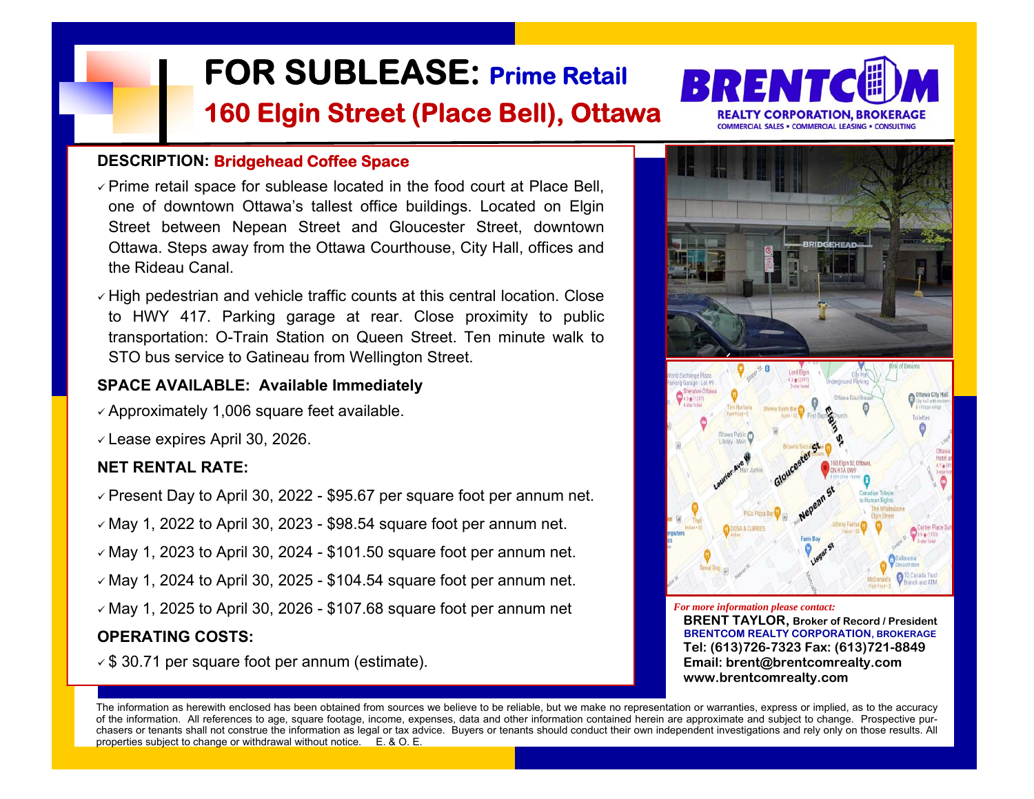# FOR SUBLEASE: Prime Retail

## 160 Elgin Street (Place Bell), Ottawa

**BRENTCOM**
REALTY CORPORATION, BROKERAGE
COMMERCIAL SALES • COMMERCIAL LEASING • CONSULTING

**DESCRIPTION: Bridgehead Coffee Space**

- Prime retail space for sublease located in the food court at Place Bell, one of downtown Ottawa's tallest office buildings. Located on Elgin Street between Nepean Street and Gloucester Street, downtown Ottawa. Steps away from the Ottawa Courthouse, City Hall, offices and the Rideau Canal.
- High pedestrian and vehicle traffic counts at this central location. Close to HWY 417. Parking garage at rear. Close proximity to public transportation: O-Train Station on Queen Street. Ten minute walk to STO bus service to Gatineau from Wellington Street.

**SPACE AVAILABLE: Available Immediately**

- Approximately 1,006 square feet available.
- Lease expires April 30, 2026.

**NET RENTAL RATE:**

- Present Day to April 30, 2022 - $95.67 per square foot per annum net.
- May 1, 2022 to April 30, 2023 - $98.54 square foot per annum net.
- May 1, 2023 to April 30, 2024 - $101.50 square foot per annum net.
- May 1, 2024 to April 30, 2025 - $104.54 square foot per annum net.
- May 1, 2025 to April 30, 2026 - $107.68 square foot per annum net

**OPERATING COSTS:**

- $ 30.71 per square foot per annum (estimate).

*For more information please contact:*

**BRENT TAYLOR, Broker of Record / President**
**BRENTCOM REALTY CORPORATION, BROKERAGE**
**Tel: (613)726-7323 Fax: (613)721-8849**
**Email: brent@brentcomrealty.com**
**www.brentcomrealty.com**

The information as herewith enclosed has been obtained from sources we believe to be reliable, but we make no representation or warranties, express or implied, as to the accuracy of the information. All references to age, square footage, income, expenses, data and other information contained herein are approximate and subject to change. Prospective purchasers or tenants shall not construe the information as legal or tax advice. Buyers or tenants should conduct their own independent investigations and rely only on those results. All properties subject to change or withdrawal without notice. E. & O. E.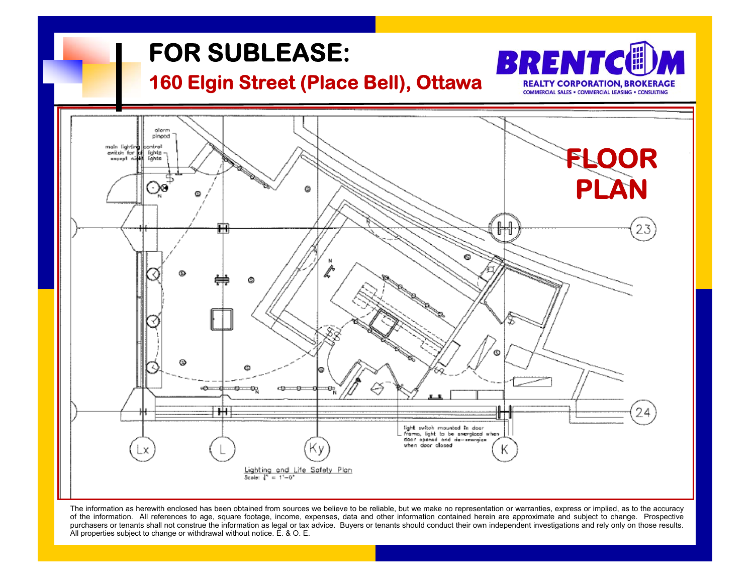# FOR SUBLEASE:

## 160 Elgin Street (Place Bell), Ottawa

**BRENTCOM**
REALTY CORPORATION, BROKERAGE
COMMERCIAL SALES • COMMERCIAL LEASING • CONSULTING

## FLOOR PLAN

alarm pinpad

main lighting control switch for all lights except night lights

light switch mounted in door frame, light to be energized when door opened and de-energize when door closed

Lighting and Life Safety Plan
Scale: 1/4" = 1'-0"

23

24

Lx

L

Ky

K

The information as herewith enclosed has been obtained from sources we believe to be reliable, but we make no representation or warranties, express or implied, as to the accuracy of the information. All references to age, square footage, income, expenses, data and other information contained herein are approximate and subject to change. Prospective purchasers or tenants shall not construe the information as legal or tax advice. Buyers or tenants should conduct their own independent investigations and rely only on those results. All properties subject to change or withdrawal without notice. E. & O. E.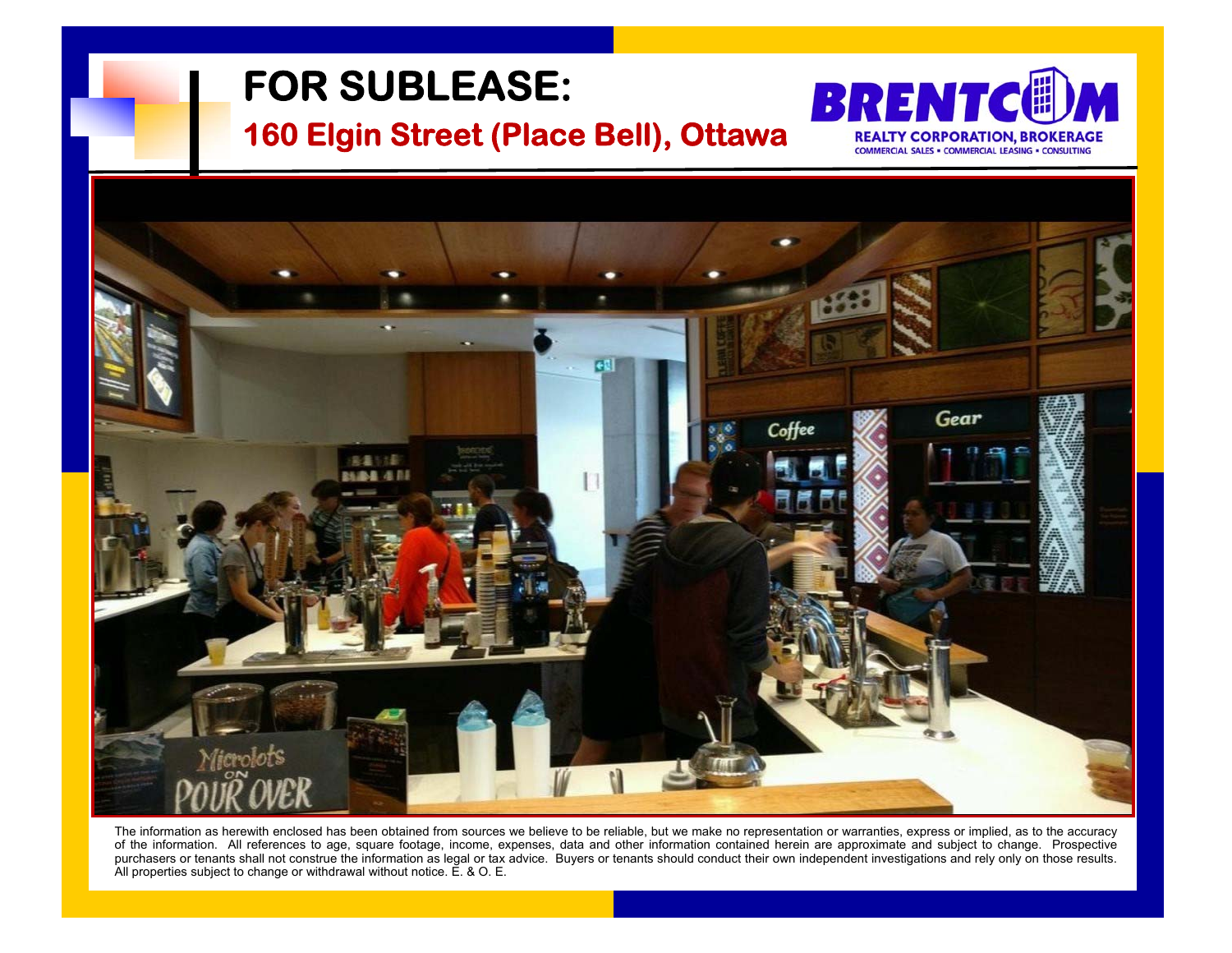# FOR SUBLEASE:

## 160 Elgin Street (Place Bell), Ottawa

BRENTCOM REALTY CORPORATION, BROKERAGE
COMMERCIAL SALES • COMMERCIAL LEASING • CONSULTING

The information as herewith enclosed has been obtained from sources we believe to be reliable, but we make no representation or warranties, express or implied, as to the accuracy of the information. All references to age, square footage, income, expenses, data and other information contained herein are approximate and subject to change. Prospective purchasers or tenants shall not construe the information as legal or tax advice. Buyers or tenants should conduct their own independent investigations and rely only on those results. All properties subject to change or withdrawal without notice. E. & O. E.